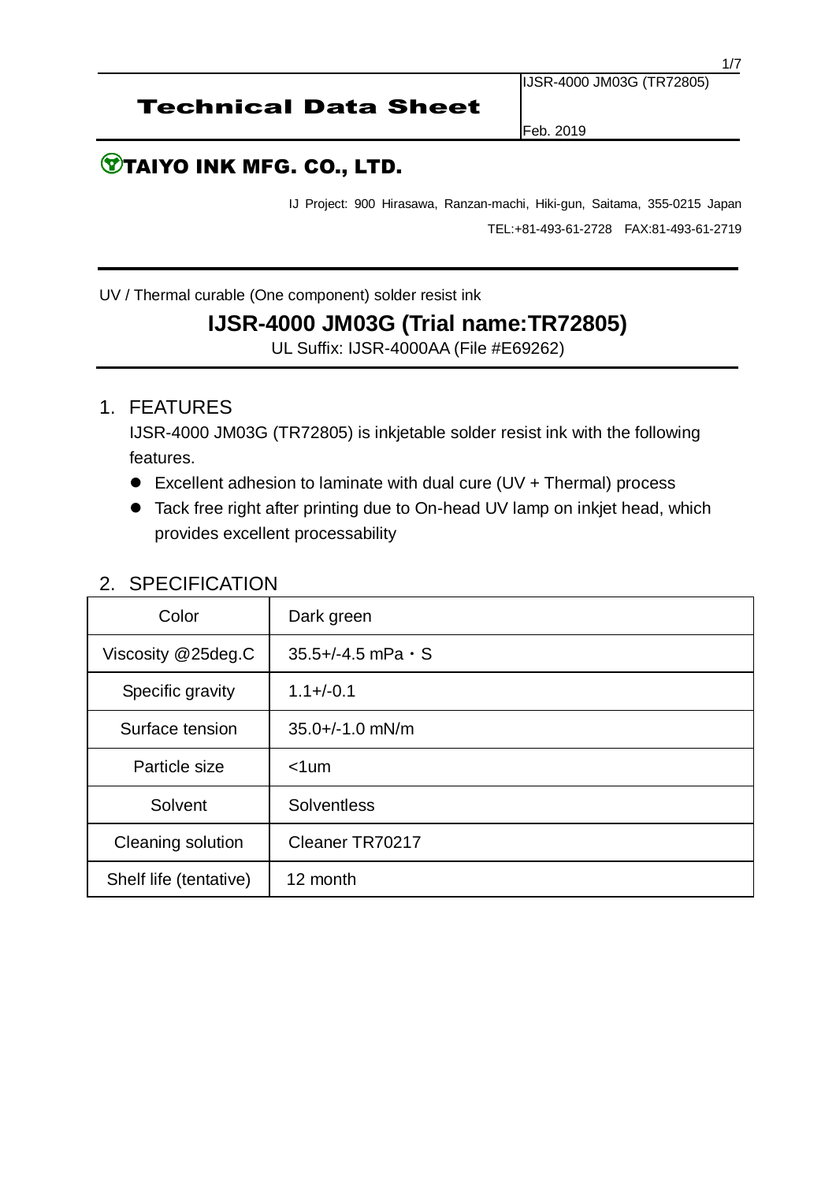# Technical Data Sheet

IJSR-4000 JM03G (TR72805)

Feb. 2019

## TAIYO INK MFG. CO., LTD.

IJ Project: 900 Hirasawa, Ranzan-machi, Hiki-gun, Saitama, 355-0215 Japan

TEL:+81-493-61-2728 FAX:81-493-61-2719

UV / Thermal curable (One component) solder resist ink

# IJSR-4000 JM03G (Trial name:TR72805)

UL Suffix: IJSR-4000AA (File #E69262)

## 1. FEATURES

IJSR-4000 JM03G (TR72805) is inkjetable solder resist ink with the following features.

- Excellent adhesion to laminate with dual cure (UV + Thermal) process
- Tack free right after printing due to On-head UV lamp on inkjet head, which provides excellent processability

## 2. SPECIFICATION

| Color | Dark green |
|---|---|
| Viscosity @25deg.C | 35.5+/-4.5 mPa・S |
| Specific gravity | 1.1+/-0.1 |
| Surface tension | 35.0+/-1.0 mN/m |
| Particle size | <1um |
| Solvent | Solventless |
| Cleaning solution | Cleaner TR70217 |
| Shelf life (tentative) | 12 month |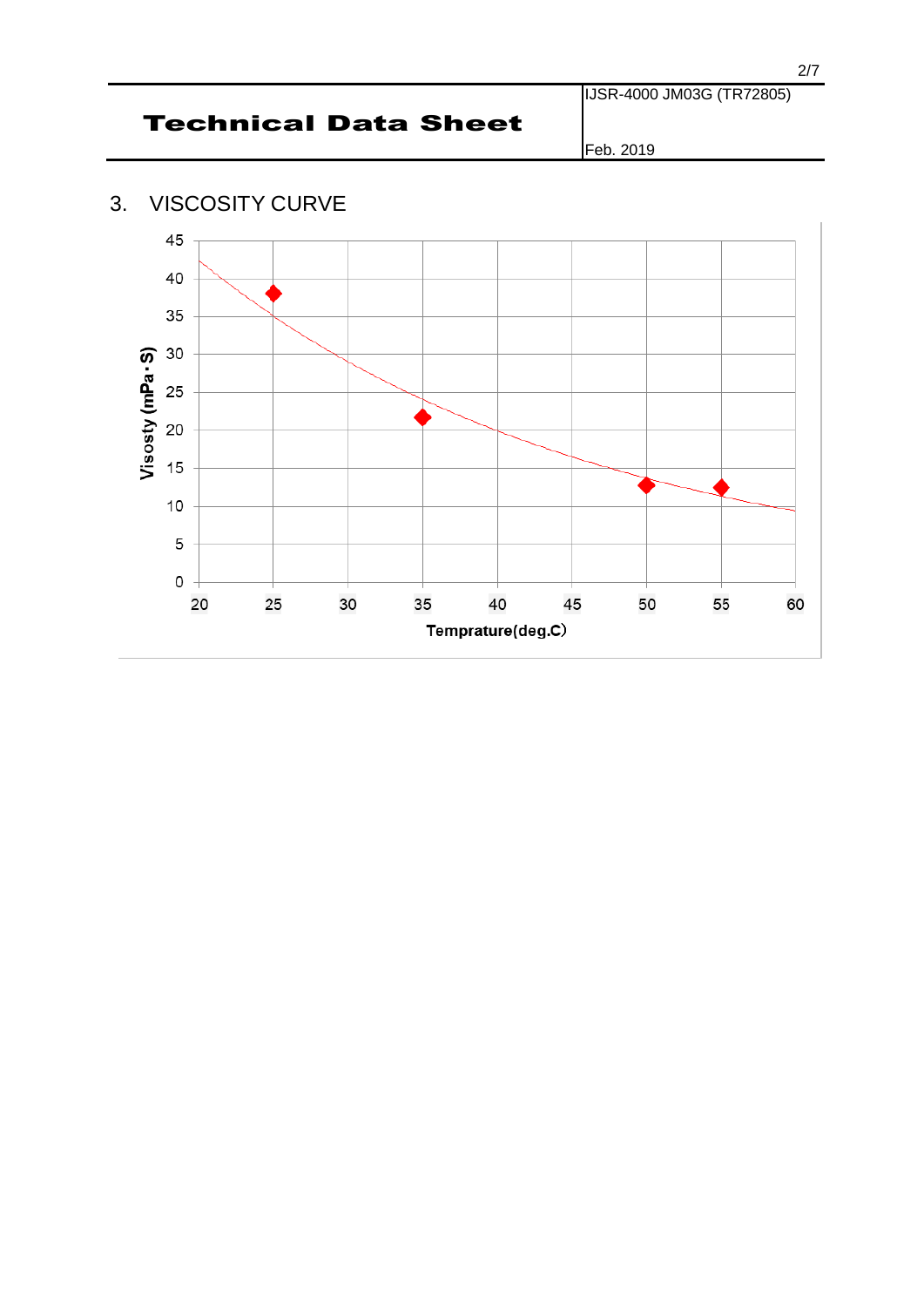## 3. VISCOSITY CURVE

Visosty (mPa・S)

Temprature(deg.C)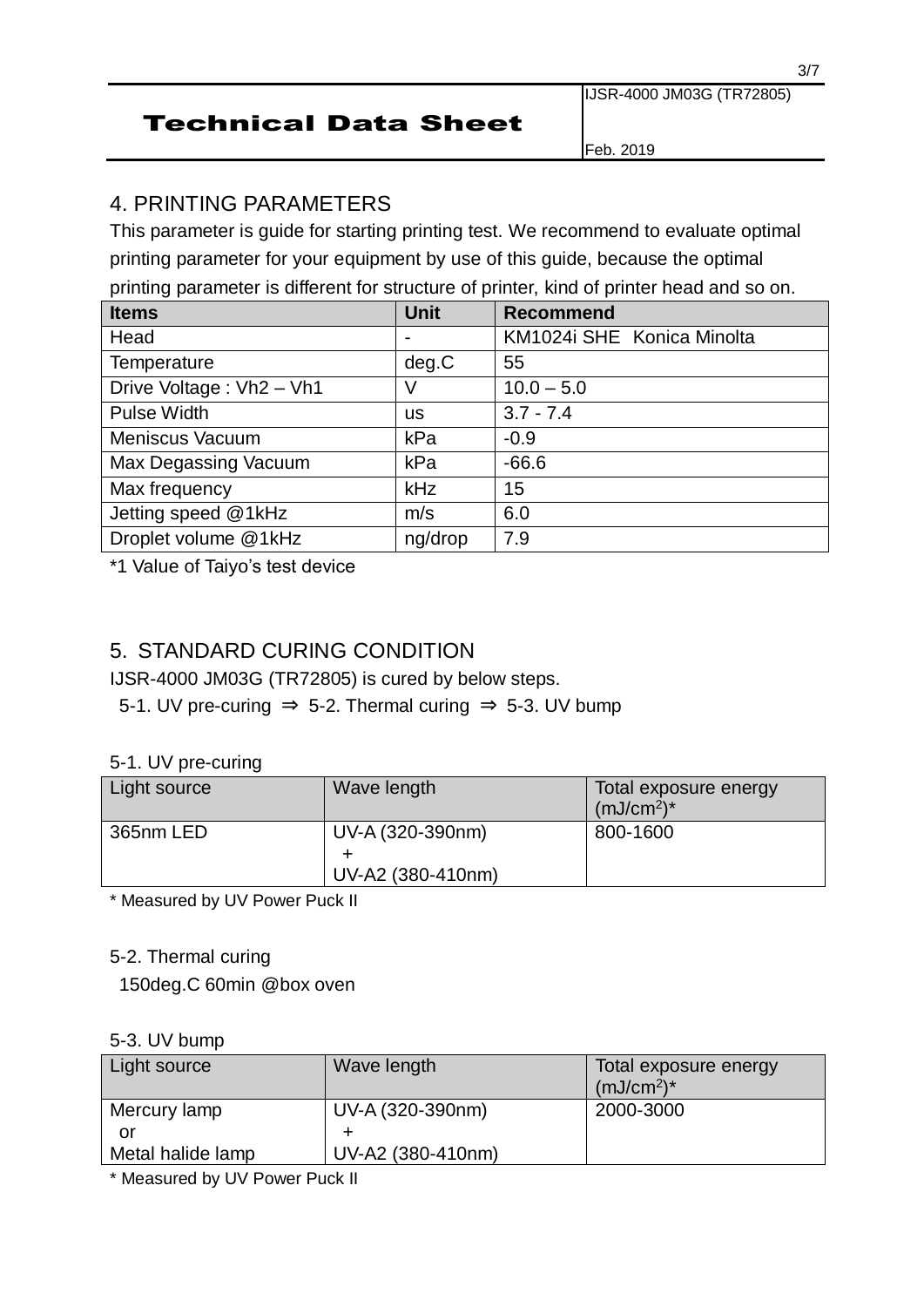## 4. PRINTING PARAMETERS

This parameter is guide for starting printing test. We recommend to evaluate optimal printing parameter for your equipment by use of this guide, because the optimal printing parameter is different for structure of printer, kind of printer head and so on.

| Items | Unit | Recommend |
|---|---|---|
| Head | - | KM1024i SHE Konica Minolta |
| Temperature | deg.C | 55 |
| Drive Voltage : Vh2 – Vh1 | V | 10.0 – 5.0 |
| Pulse Width | us | 3.7 - 7.4 |
| Meniscus Vacuum | kPa | -0.9 |
| Max Degassing Vacuum | kPa | -66.6 |
| Max frequency | kHz | 15 |
| Jetting speed @1kHz | m/s | 6.0 |
| Droplet volume @1kHz | ng/drop | 7.9 |

*1 Value of Taiyo's test device

## 5. STANDARD CURING CONDITION

IJSR-4000 JM03G (TR72805) is cured by below steps.

5-1. UV pre-curing ⇒ 5-2. Thermal curing ⇒ 5-3. UV bump

### 5-1. UV pre-curing

| Light source | Wave length | Total exposure energy ($mJ/cm^2$)* |
|---|---|---|
| 365nm LED | UV-A (320-390nm) + UV-A2 (380-410nm) | 800-1600 |

* Measured by UV Power Puck II

### 5-2. Thermal curing

150deg.C 60min @box oven

### 5-3. UV bump

| Light source | Wave length | Total exposure energy ($mJ/cm^2$)* |
|---|---|---|
| Mercury lamp or Metal halide lamp | UV-A (320-390nm) + UV-A2 (380-410nm) | 2000-3000 |

* Measured by UV Power Puck II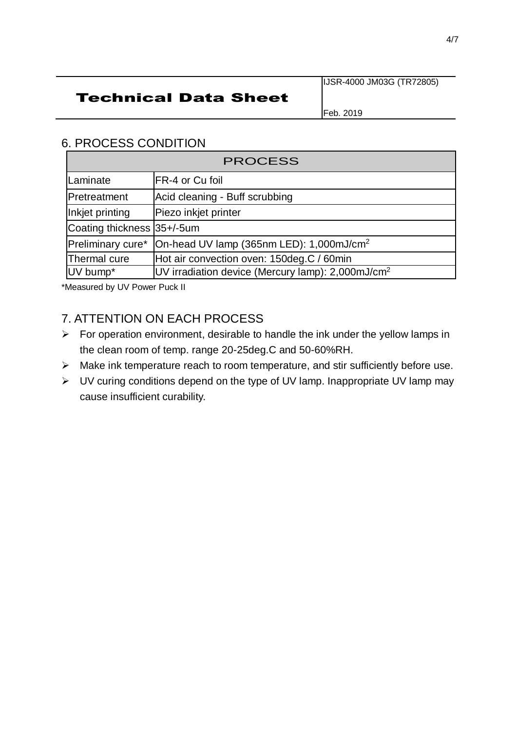# Technical Data Sheet

IJSR-4000 JM03G (TR72805)

Feb. 2019

## 6. PROCESS CONDITION

| PROCESS | |
|---|---|
| Laminate | FR-4 or Cu foil |
| Pretreatment | Acid cleaning - Buff scrubbing |
| Inkjet printing | Piezo inkjet printer |
| Coating thickness | 35+/-5um |
| Preliminary cure* | On-head UV lamp (365nm LED): 1,000mJ/cm$^2$ |
| Thermal cure | Hot air convection oven: 150deg.C / 60min |
| UV bump* | UV irradiation device (Mercury lamp): 2,000mJ/cm$^2$ |

*Measured by UV Power Puck II

## 7. ATTENTION ON EACH PROCESS

- For operation environment, desirable to handle the ink under the yellow lamps in the clean room of temp. range 20-25deg.C and 50-60%RH.
- Make ink temperature reach to room temperature, and stir sufficiently before use.
- UV curing conditions depend on the type of UV lamp. Inappropriate UV lamp may cause insufficient curability.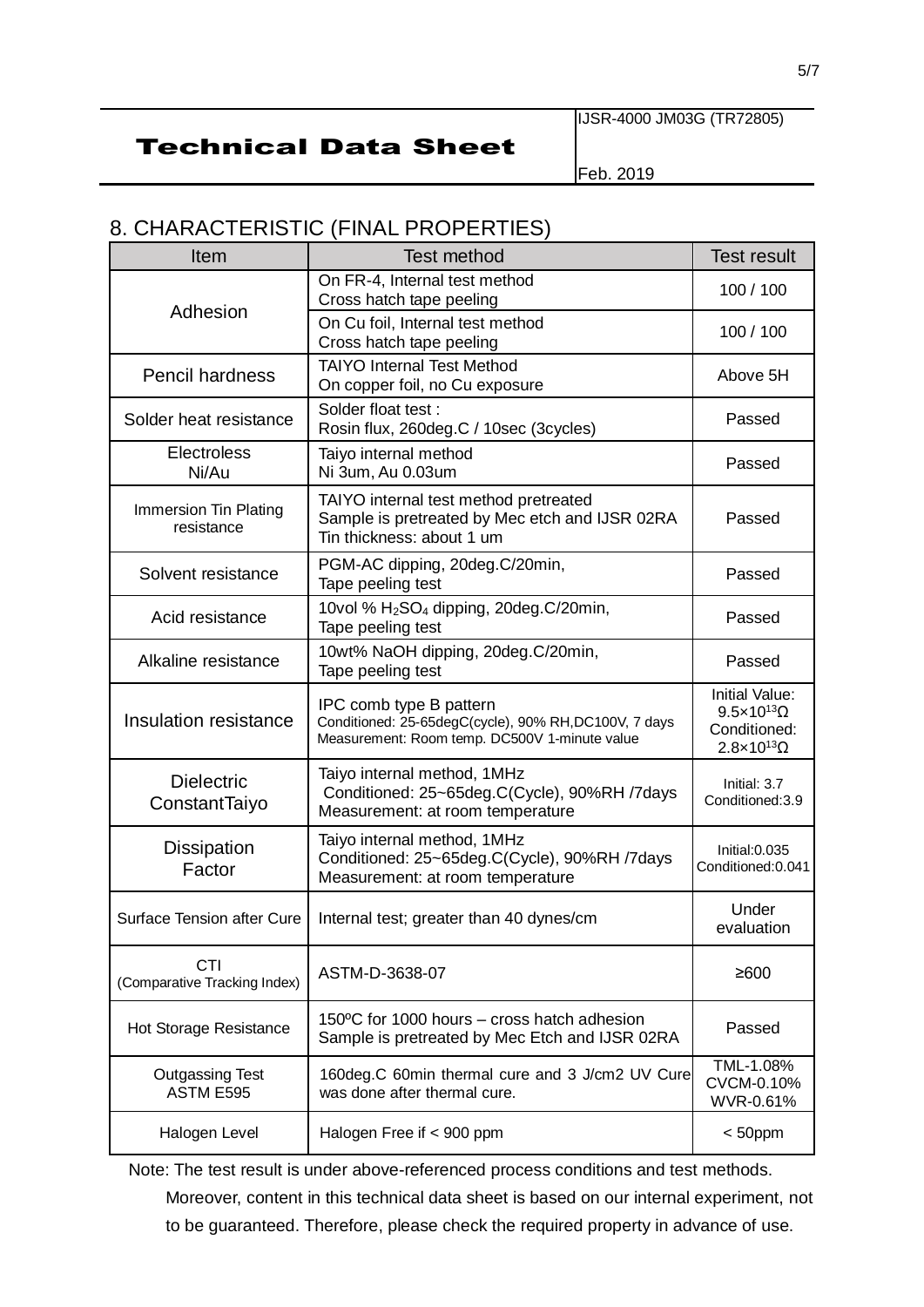# Technical Data Sheet

IJSR-4000 JM03G (TR72805)

Feb. 2019

## 8. CHARACTERISTIC (FINAL PROPERTIES)

| Item | Test method | Test result |
|---|---|---|
| Adhesion | On FR-4, Internal test method<br>Cross hatch tape peeling | 100 / 100 |
| | On Cu foil, Internal test method<br>Cross hatch tape peeling | 100 / 100 |
| Pencil hardness | TAIYO Internal Test Method<br>On copper foil, no Cu exposure | Above 5H |
| Solder heat resistance | Solder float test :<br>Rosin flux, 260deg.C / 10sec (3cycles) | Passed |
| Electroless Ni/Au | Taiyo internal method<br>Ni 3um, Au 0.03um | Passed |
| Immersion Tin Plating resistance | TAIYO internal test method pretreated<br>Sample is pretreated by Mec etch and IJSR 02RA<br>Tin thickness: about 1 um | Passed |
| Solvent resistance | PGM-AC dipping, 20deg.C/20min,<br>Tape peeling test | Passed |
| Acid resistance | 10vol % $H_2SO_4$ dipping, 20deg.C/20min,<br>Tape peeling test | Passed |
| Alkaline resistance | 10wt% NaOH dipping, 20deg.C/20min,<br>Tape peeling test | Passed |
| Insulation resistance | IPC comb type B pattern<br>Conditioned: 25-65degC(cycle), 90% RH,DC100V, 7 days<br>Measurement: Room temp. DC500V 1-minute value | Initial Value: $9.5\times10^{13}\Omega$<br>Conditioned: $2.8\times10^{13}\Omega$ |
| Dielectric ConstantTaiyo | Taiyo internal method, 1MHz<br>Conditioned: 25~65deg.C(Cycle), 90%RH /7days<br>Measurement: at room temperature | Initial: 3.7<br>Conditioned:3.9 |
| Dissipation Factor | Taiyo internal method, 1MHz<br>Conditioned: 25~65deg.C(Cycle), 90%RH /7days<br>Measurement: at room temperature | Initial:0.035<br>Conditioned:0.041 |
| Surface Tension after Cure | Internal test; greater than 40 dynes/cm | Under evaluation |
| CTI (Comparative Tracking Index) | ASTM-D-3638-07 | ≥600 |
| Hot Storage Resistance | 150ºC for 1000 hours – cross hatch adhesion<br>Sample is pretreated by Mec Etch and IJSR 02RA | Passed |
| Outgassing Test ASTM E595 | 160deg.C 60min thermal cure and 3 J/cm2 UV Cure was done after thermal cure. | TML-1.08%<br>CVCM-0.10%<br>WVR-0.61% |
| Halogen Level | Halogen Free if < 900 ppm | < 50ppm |

Note: The test result is under above-referenced process conditions and test methods. Moreover, content in this technical data sheet is based on our internal experiment, not to be guaranteed. Therefore, please check the required property in advance of use.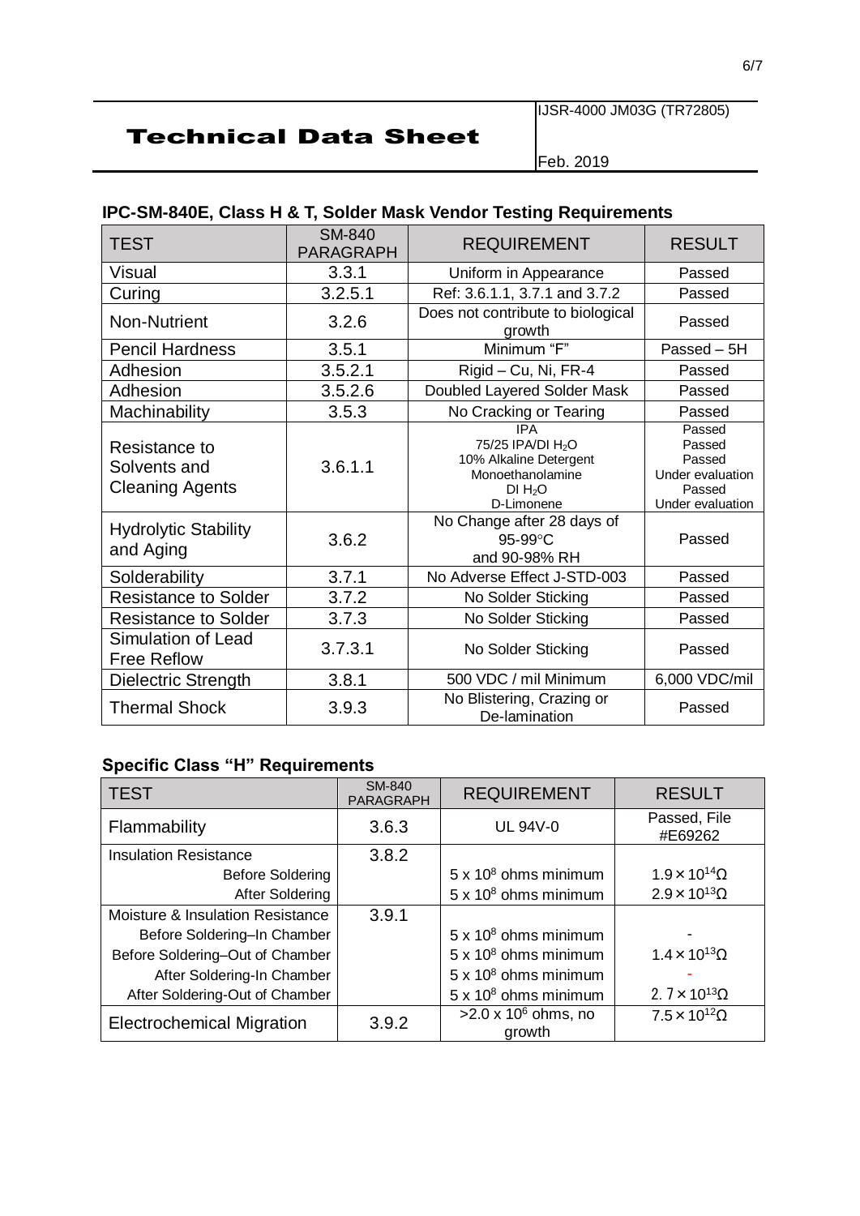# Technical Data Sheet

IJSR-4000 JM03G (TR72805)

Feb. 2019

## IPC-SM-840E, Class H & T, Solder Mask Vendor Testing Requirements

| TEST | SM-840 PARAGRAPH | REQUIREMENT | RESULT |
|---|---|---|---|
| Visual | 3.3.1 | Uniform in Appearance | Passed |
| Curing | 3.2.5.1 | Ref: 3.6.1.1, 3.7.1 and 3.7.2 | Passed |
| Non-Nutrient | 3.2.6 | Does not contribute to biological growth | Passed |
| Pencil Hardness | 3.5.1 | Minimum "F" | Passed – 5H |
| Adhesion | 3.5.2.1 | Rigid – Cu, Ni, FR-4 | Passed |
| Adhesion | 3.5.2.6 | Doubled Layered Solder Mask | Passed |
| Machinability | 3.5.3 | No Cracking or Tearing | Passed |
| Resistance to Solvents and Cleaning Agents | 3.6.1.1 | IPA<br>75/25 IPA/DI $H_2O$<br>10% Alkaline Detergent<br>Monoethanolamine<br>DI $H_2O$<br>D-Limonene | Passed<br>Passed<br>Passed<br>Under evaluation<br>Passed<br>Under evaluation |
| Hydrolytic Stability and Aging | 3.6.2 | No Change after 28 days of 95-99°C and 90-98% RH | Passed |
| Solderability | 3.7.1 | No Adverse Effect J-STD-003 | Passed |
| Resistance to Solder | 3.7.2 | No Solder Sticking | Passed |
| Resistance to Solder | 3.7.3 | No Solder Sticking | Passed |
| Simulation of Lead Free Reflow | 3.7.3.1 | No Solder Sticking | Passed |
| Dielectric Strength | 3.8.1 | 500 VDC / mil Minimum | 6,000 VDC/mil |
| Thermal Shock | 3.9.3 | No Blistering, Crazing or De-lamination | Passed |

## Specific Class "H" Requirements

| TEST | SM-840 PARAGRAPH | REQUIREMENT | RESULT |
|---|---|---|---|
| Flammability | 3.6.3 | UL 94V-0 | Passed, File #E69262 |
| Insulation Resistance | 3.8.2 | | |
| Before Soldering | | $5 \times 10^8$ ohms minimum | $1.9 \times 10^{14}\Omega$ |
| After Soldering | | $5 \times 10^8$ ohms minimum | $2.9 \times 10^{13}\Omega$ |
| Moisture & Insulation Resistance | 3.9.1 | | |
| Before Soldering–In Chamber | | $5 \times 10^8$ ohms minimum | - |
| Before Soldering–Out of Chamber | | $5 \times 10^8$ ohms minimum | $1.4 \times 10^{13}\Omega$ |
| After Soldering-In Chamber | | $5 \times 10^8$ ohms minimum | - |
| After Soldering-Out of Chamber | | $5 \times 10^8$ ohms minimum | $2.7 \times 10^{13}\Omega$ |
| Electrochemical Migration | 3.9.2 | $>2.0 \times 10^6$ ohms, no growth | $7.5 \times 10^{12}\Omega$ |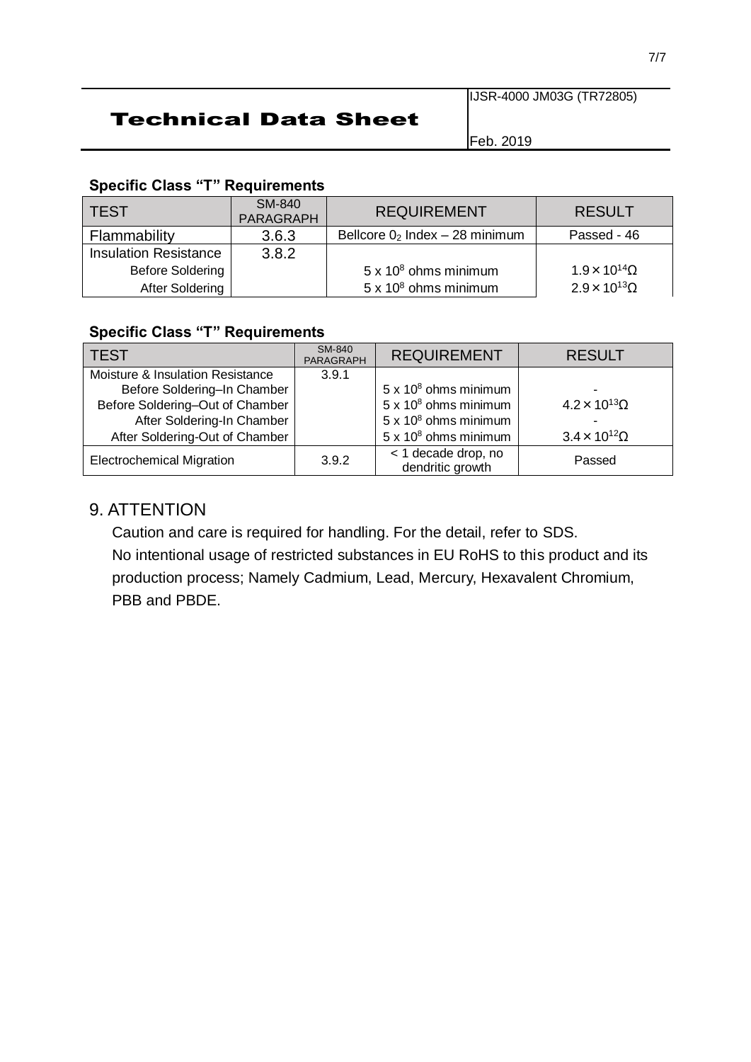# Technical Data Sheet

IJSR-4000 JM03G (TR72805)

Feb. 2019

**Specific Class "T" Requirements**

| TEST | SM-840 PARAGRAPH | REQUIREMENT | RESULT |
|---|---|---|---|
| Flammability | 3.6.3 | Bellcore $0_2$ Index – 28 minimum | Passed - 46 |
| Insulation Resistance | 3.8.2 | | |
| Before Soldering | | $5 \times 10^8$ ohms minimum | $1.9 \times 10^{14}\Omega$ |
| After Soldering | | $5 \times 10^8$ ohms minimum | $2.9 \times 10^{13}\Omega$ |

**Specific Class "T" Requirements**

| TEST | SM-840 PARAGRAPH | REQUIREMENT | RESULT |
|---|---|---|---|
| Moisture & Insulation Resistance | 3.9.1 | | |
| Before Soldering–In Chamber | | $5 \times 10^8$ ohms minimum | - |
| Before Soldering–Out of Chamber | | $5 \times 10^8$ ohms minimum | $4.2 \times 10^{13}\Omega$ |
| After Soldering-In Chamber | | $5 \times 10^8$ ohms minimum | - |
| After Soldering-Out of Chamber | | $5 \times 10^8$ ohms minimum | $3.4 \times 10^{12}\Omega$ |
| Electrochemical Migration | 3.9.2 | < 1 decade drop, no dendritic growth | Passed |

## 9. ATTENTION

Caution and care is required for handling. For the detail, refer to SDS.
No intentional usage of restricted substances in EU RoHS to this product and its production process; Namely Cadmium, Lead, Mercury, Hexavalent Chromium, PBB and PBDE.